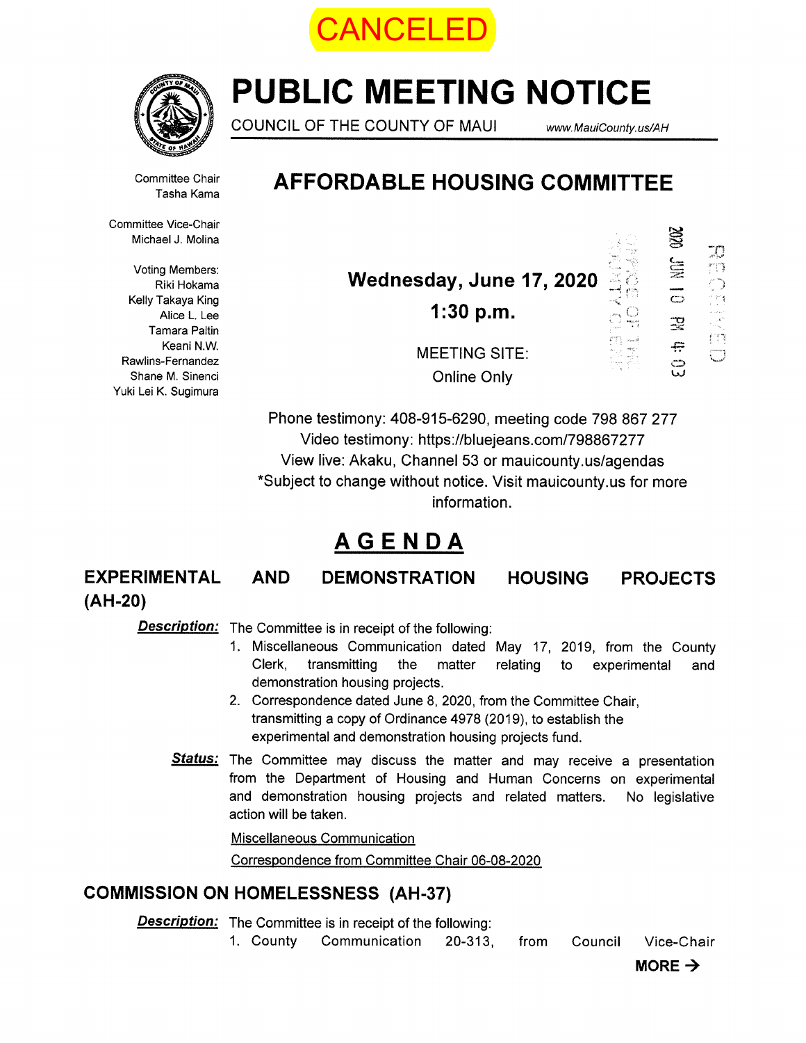CANCELED

# PUBLIC MEETING NOTICE

COUNCIL OF THE COUNTY OF MAUI www.MauiCounty.us/AH

Committee Chair
Tasha Kama

Committee Vice-Chair
Michael J. Molina

Voting Members:
Riki Hokama
Kelly Takaya King
Alice L. Lee
Tamara Paltin
Keani N.W. Rawlins-Fernandez
Shane M. Sinenci
Yuki Lei K. Sugimura

## AFFORDABLE HOUSING COMMITTEE

**Wednesday, June 17, 2020**

**1:30 p.m.**

MEETING SITE:
Online Only

RECEIVED
2020 JUN 10 PM 4:03
OFFICE OF THE COUNTY CLERK

Phone testimony: 408-915-6290, meeting code 798 867 277
Video testimony: https://bluejeans.com/798867277
View live: Akaku, Channel 53 or mauicounty.us/agendas
*Subject to change without notice. Visit mauicounty.us for more information.

# AGENDA

## EXPERIMENTAL AND DEMONSTRATION HOUSING PROJECTS (AH-20)

***Description:*** The Committee is in receipt of the following:

1. Miscellaneous Communication dated May 17, 2019, from the County Clerk, transmitting the matter relating to experimental and demonstration housing projects.
2. Correspondence dated June 8, 2020, from the Committee Chair, transmitting a copy of Ordinance 4978 (2019), to establish the experimental and demonstration housing projects fund.

***Status:*** The Committee may discuss the matter and may receive a presentation from the Department of Housing and Human Concerns on experimental and demonstration housing projects and related matters. No legislative action will be taken.

Miscellaneous Communication

Correspondence from Committee Chair 06-08-2020

## COMMISSION ON HOMELESSNESS (AH-37)

***Description:*** The Committee is in receipt of the following:

1. County Communication 20-313, from Council Vice-Chair

**MORE →**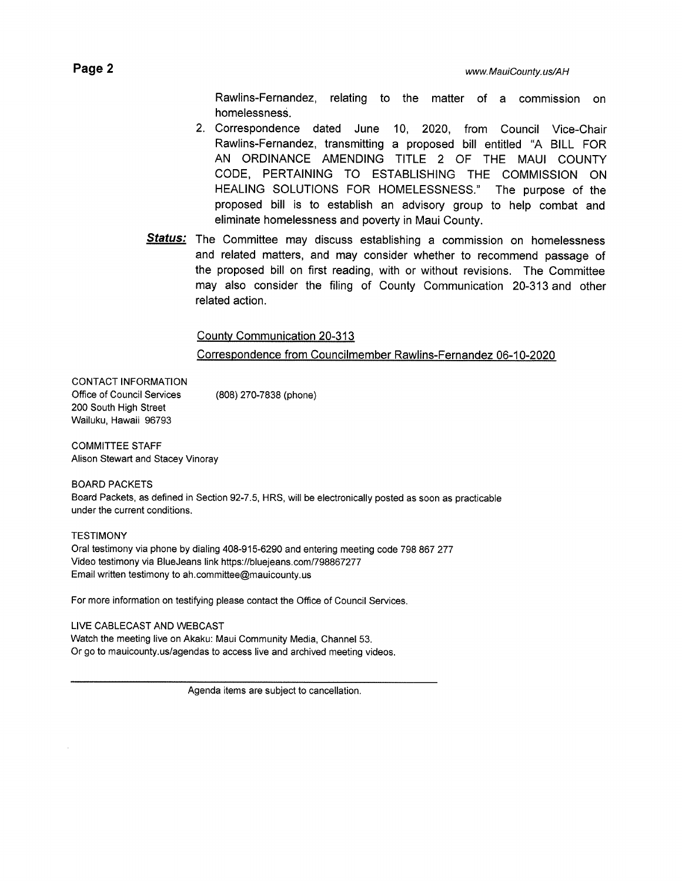Rawlins-Fernandez, relating to the matter of a commission on homelessness.

2. Correspondence dated June 10, 2020, from Council Vice-Chair Rawlins-Fernandez, transmitting a proposed bill entitled "A BILL FOR AN ORDINANCE AMENDING TITLE 2 OF THE MAUI COUNTY CODE, PERTAINING TO ESTABLISHING THE COMMISSION ON HEALING SOLUTIONS FOR HOMELESSNESS." The purpose of the proposed bill is to establish an advisory group to help combat and eliminate homelessness and poverty in Maui County.

***Status:*** The Committee may discuss establishing a commission on homelessness and related matters, and may consider whether to recommend passage of the proposed bill on first reading, with or without revisions. The Committee may also consider the filing of County Communication 20-313 and other related action.

County Communication 20-313

Correspondence from Councilmember Rawlins-Fernandez 06-10-2020

CONTACT INFORMATION
Office of Council Services (808) 270-7838 (phone)
200 South High Street
Wailuku, Hawaii 96793

COMMITTEE STAFF
Alison Stewart and Stacey Vinoray

BOARD PACKETS
Board Packets, as defined in Section 92-7.5, HRS, will be electronically posted as soon as practicable under the current conditions.

TESTIMONY
Oral testimony via phone by dialing 408-915-6290 and entering meeting code 798 867 277
Video testimony via BlueJeans link https://bluejeans.com/798867277
Email written testimony to ah.committee@mauicounty.us

For more information on testifying please contact the Office of Council Services.

LIVE CABLECAST AND WEBCAST
Watch the meeting live on Akaku: Maui Community Media, Channel 53.
Or go to mauicounty.us/agendas to access live and archived meeting videos.

---

Agenda items are subject to cancellation.